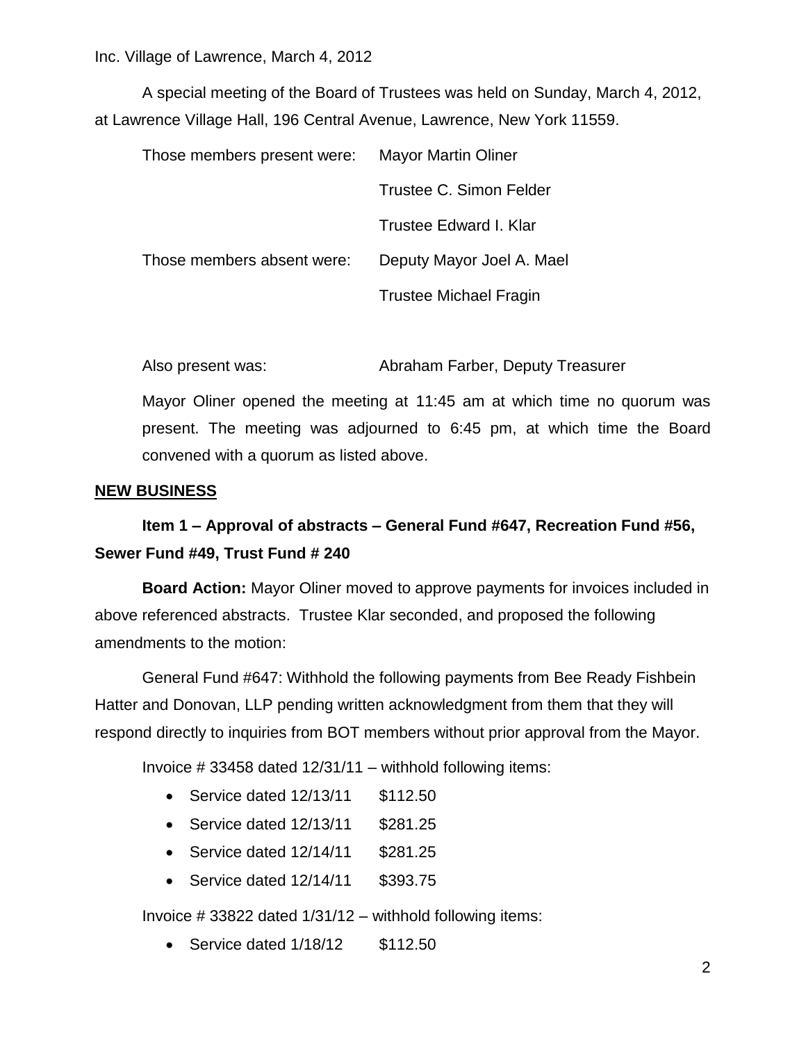Inc. Village of Lawrence, March 4, 2012

A special meeting of the Board of Trustees was held on Sunday, March 4, 2012, at Lawrence Village Hall, 196 Central Avenue, Lawrence, New York 11559.

| | |
|---|---|
| Those members present were: | Mayor Martin Oliner |
| | Trustee C. Simon Felder |
| | Trustee Edward I. Klar |
| Those members absent were: | Deputy Mayor Joel A. Mael |
| | Trustee Michael Fragin |
| Also present was: | Abraham Farber, Deputy Treasurer |

Mayor Oliner opened the meeting at 11:45 am at which time no quorum was present. The meeting was adjourned to 6:45 pm, at which time the Board convened with a quorum as listed above.

## NEW BUSINESS

**Item 1 – Approval of abstracts – General Fund #647, Recreation Fund #56, Sewer Fund #49, Trust Fund # 240**

**Board Action:** Mayor Oliner moved to approve payments for invoices included in above referenced abstracts. Trustee Klar seconded, and proposed the following amendments to the motion:

General Fund #647: Withhold the following payments from Bee Ready Fishbein Hatter and Donovan, LLP pending written acknowledgment from them that they will respond directly to inquiries from BOT members without prior approval from the Mayor.

Invoice # 33458 dated 12/31/11 – withhold following items:

- Service dated 12/13/11 $112.50
- Service dated 12/13/11 $281.25
- Service dated 12/14/11 $281.25
- Service dated 12/14/11 $393.75

Invoice # 33822 dated 1/31/12 – withhold following items:

- Service dated 1/18/12 $112.50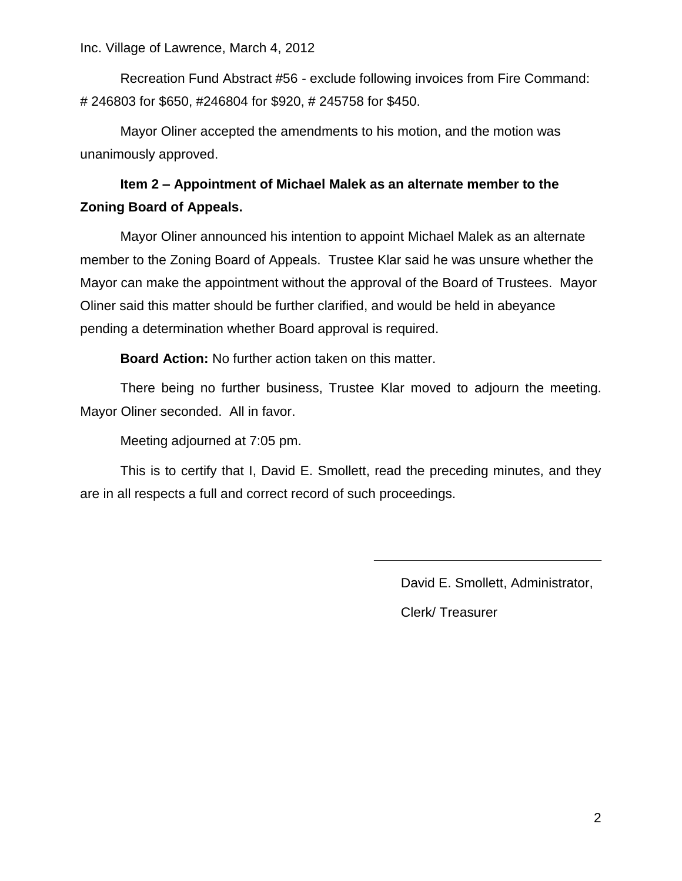Recreation Fund Abstract #56 - exclude following invoices from Fire Command: # 246803 for $650, #246804 for $920, # 245758 for $450.

Mayor Oliner accepted the amendments to his motion, and the motion was unanimously approved.

**Item 2 – Appointment of Michael Malek as an alternate member to the Zoning Board of Appeals.**

Mayor Oliner announced his intention to appoint Michael Malek as an alternate member to the Zoning Board of Appeals. Trustee Klar said he was unsure whether the Mayor can make the appointment without the approval of the Board of Trustees. Mayor Oliner said this matter should be further clarified, and would be held in abeyance pending a determination whether Board approval is required.

**Board Action:** No further action taken on this matter.

There being no further business, Trustee Klar moved to adjourn the meeting. Mayor Oliner seconded. All in favor.

Meeting adjourned at 7:05 pm.

This is to certify that I, David E. Smollett, read the preceding minutes, and they are in all respects a full and correct record of such proceedings.

\_\_\_\_\_\_\_\_\_\_\_\_\_\_\_\_\_\_\_\_\_\_\_\_\_\_\_\_\_\_\_\_

David E. Smollett, Administrator,

Clerk/ Treasurer